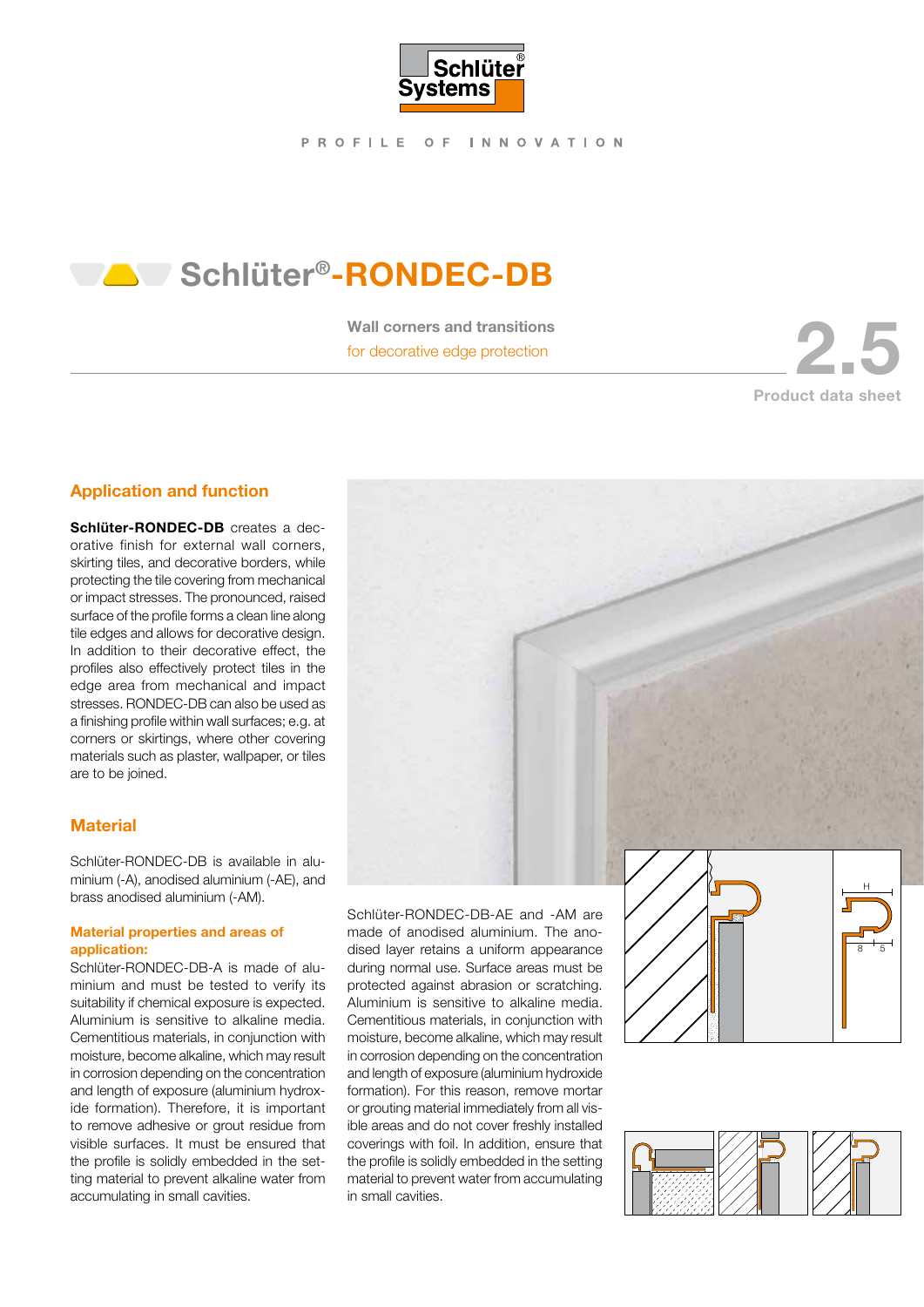Schlüter Systems

PROFILE OF INNOVATION

# Schlüter®-RONDEC-DB

**Wall corners and transitions**
for decorative edge protection

2.5
**Product data sheet**

## Application and function

**Schlüter-RONDEC-DB** creates a decorative finish for external wall corners, skirting tiles, and decorative borders, while protecting the tile covering from mechanical or impact stresses. The pronounced, raised surface of the profile forms a clean line along tile edges and allows for decorative design. In addition to their decorative effect, the profiles also effectively protect tiles in the edge area from mechanical and impact stresses. RONDEC-DB can also be used as a finishing profile within wall surfaces; e.g. at corners or skirtings, where other covering materials such as plaster, wallpaper, or tiles are to be joined.

## Material

Schlüter-RONDEC-DB is available in aluminium (-A), anodised aluminium (-AE), and brass anodised aluminium (-AM).

### Material properties and areas of application:

Schlüter-RONDEC-DB-A is made of aluminium and must be tested to verify its suitability if chemical exposure is expected. Aluminium is sensitive to alkaline media. Cementitious materials, in conjunction with moisture, become alkaline, which may result in corrosion depending on the concentration and length of exposure (aluminium hydroxide formation). Therefore, it is important to remove adhesive or grout residue from visible surfaces. It must be ensured that the profile is solidly embedded in the setting material to prevent alkaline water from accumulating in small cavities.

Schlüter-RONDEC-DB-AE and -AM are made of anodised aluminium. The anodised layer retains a uniform appearance during normal use. Surface areas must be protected against abrasion or scratching. Aluminium is sensitive to alkaline media. Cementitious materials, in conjunction with moisture, become alkaline, which may result in corrosion depending on the concentration and length of exposure (aluminium hydroxide formation). For this reason, remove mortar or grouting material immediately from all visible areas and do not cover freshly installed coverings with foil. In addition, ensure that the profile is solidly embedded in the setting material to prevent water from accumulating in small cavities.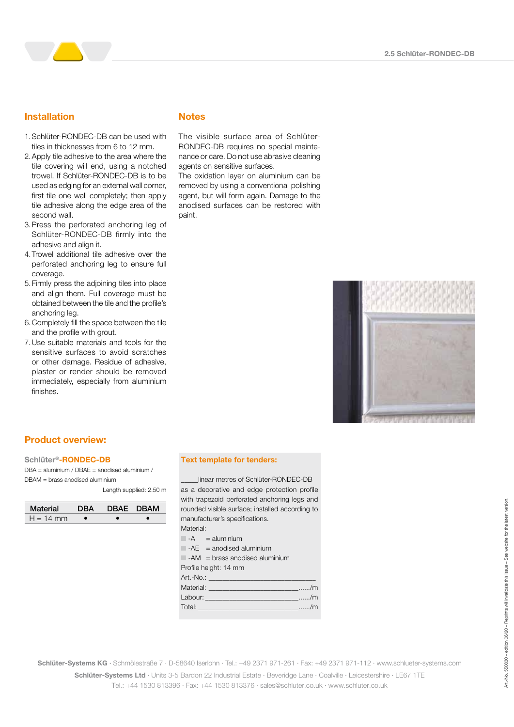## Installation

1. Schlüter-RONDEC-DB can be used with tiles in thicknesses from 6 to 12 mm.
2. Apply tile adhesive to the area where the tile covering will end, using a notched trowel. If Schlüter-RONDEC-DB is to be used as edging for an external wall corner, first tile one wall completely; then apply tile adhesive along the edge area of the second wall.
3. Press the perforated anchoring leg of Schlüter-RONDEC-DB firmly into the adhesive and align it.
4. Trowel additional tile adhesive over the perforated anchoring leg to ensure full coverage.
5. Firmly press the adjoining tiles into place and align them. Full coverage must be obtained between the tile and the profile's anchoring leg.
6. Completely fill the space between the tile and the profile with grout.
7. Use suitable materials and tools for the sensitive surfaces to avoid scratches or other damage. Residue of adhesive, plaster or render should be removed immediately, especially from aluminium finishes.

## Notes

The visible surface area of Schlüter-RONDEC-DB requires no special maintenance or care. Do not use abrasive cleaning agents on sensitive surfaces.
The oxidation layer on aluminium can be removed by using a conventional polishing agent, but will form again. Damage to the anodised surfaces can be restored with paint.

## Product overview:

### Schlüter®-RONDEC-DB

DBA = aluminium / DBAE = anodised aluminium / DBAM = brass anodised aluminium

Length supplied: 2.50 m

| Material | DBA | DBAE | DBAM |
|---|---|---|---|
| H = 14 mm | • | • | • |

### Text template for tenders:

_____linear metres of Schlüter-RONDEC-DB as a decorative and edge protection profile with trapezoid perforated anchoring legs and rounded visible surface; installed according to manufacturer's specifications.

Material:

- -A = aluminium
- -AE = anodised aluminium
- -AM = brass anodised aluminium

Profile height: 14 mm

Art.-No.: ___________________________

Material: ________________________......./m

Labour: _________________________......./m

Total: ___________________________......./m

Art.-No. 550830 – edition 06/20 – Reprints will invalidate this issue – See website for the latest version.

**Schlüter-Systems KG** · Schmölestraße 7 · D-58640 Iserlohn · Tel.: +49 2371 971-261 · Fax: +49 2371 971-112 · www.schlueter-systems.com

**Schlüter-Systems Ltd** · Units 3-5 Bardon 22 Industrial Estate · Beveridge Lane · Coalville · Leicestershire · LE67 1TE
Tel.: +44 1530 813396 · Fax: +44 1530 813376 · sales@schluter.co.uk · www.schluter.co.uk